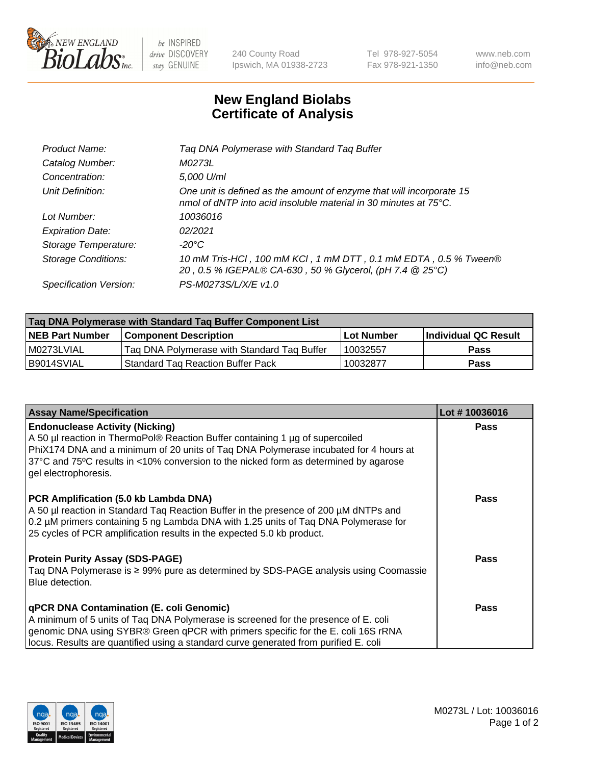New England BioLabs Inc. — be INSPIRED drive DISCOVERY stay GENUINE

240 County Road
Ipswich, MA 01938-2723

Tel 978-927-5054
Fax 978-921-1350

www.neb.com
info@neb.com

# New England Biolabs Certificate of Analysis

| | |
|---|---|
| *Product Name:* | *Taq DNA Polymerase with Standard Taq Buffer* |
| *Catalog Number:* | *M0273L* |
| *Concentration:* | *5,000 U/ml* |
| *Unit Definition:* | *One unit is defined as the amount of enzyme that will incorporate 15 nmol of dNTP into acid insoluble material in 30 minutes at 75°C.* |
| *Lot Number:* | *10036016* |
| *Expiration Date:* | *02/2021* |
| *Storage Temperature:* | *-20°C* |
| *Storage Conditions:* | *10 mM Tris-HCl , 100 mM KCl , 1 mM DTT , 0.1 mM EDTA , 0.5 % Tween® 20 , 0.5 % IGEPAL® CA-630 , 50 % Glycerol, (pH 7.4 @ 25°C)* |
| *Specification Version:* | *PS-M0273S/L/X/E v1.0* |

| Taq DNA Polymerase with Standard Taq Buffer Component List | | | |
|---|---|---|---|
| **NEB Part Number** | **Component Description** | **Lot Number** | **Individual QC Result** |
| M0273LVIAL | Taq DNA Polymerase with Standard Taq Buffer | 10032557 | **Pass** |
| B9014SVIAL | Standard Taq Reaction Buffer Pack | 10032877 | **Pass** |

| Assay Name/Specification | Lot # 10036016 |
|---|---|
| **Endonuclease Activity (Nicking)** A 50 µl reaction in ThermoPol® Reaction Buffer containing 1 µg of supercoiled PhiX174 DNA and a minimum of 20 units of Taq DNA Polymerase incubated for 4 hours at 37ºC and 75ºC results in <10% conversion to the nicked form as determined by agarose gel electrophoresis. | **Pass** |
| **PCR Amplification (5.0 kb Lambda DNA)** A 50 µl reaction in Standard Taq Reaction Buffer in the presence of 200 µM dNTPs and 0.2 µM primers containing 5 ng Lambda DNA with 1.25 units of Taq DNA Polymerase for 25 cycles of PCR amplification results in the expected 5.0 kb product. | **Pass** |
| **Protein Purity Assay (SDS-PAGE)** Taq DNA Polymerase is ≥ 99% pure as determined by SDS-PAGE analysis using Coomassie Blue detection. | **Pass** |
| **qPCR DNA Contamination (E. coli Genomic)** A minimum of 5 units of Taq DNA Polymerase is screened for the presence of E. coli genomic DNA using SYBR® Green qPCR with primers specific for the E. coli 16S rRNA locus. Results are quantified using a standard curve generated from purified E. coli | **Pass** |

M0273L / Lot: 10036016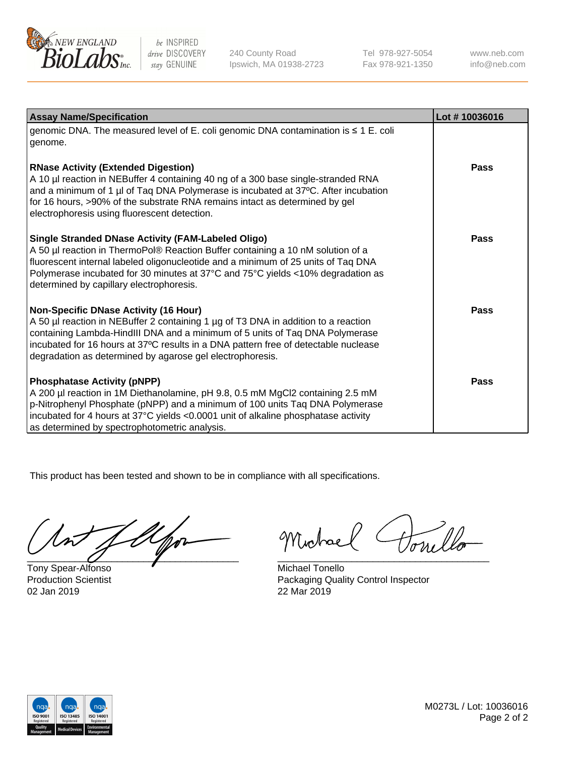| Assay Name/Specification | Lot # 10036016 |
| --- | --- |
| genomic DNA. The measured level of E. coli genomic DNA contamination is ≤ 1 E. coli genome. | |
| **RNase Activity (Extended Digestion)**<br>A 10 µl reaction in NEBuffer 4 containing 40 ng of a 300 base single-stranded RNA and a minimum of 1 µl of Taq DNA Polymerase is incubated at 37ºC. After incubation for 16 hours, >90% of the substrate RNA remains intact as determined by gel electrophoresis using fluorescent detection. | **Pass** |
| **Single Stranded DNase Activity (FAM-Labeled Oligo)**<br>A 50 µl reaction in ThermoPol® Reaction Buffer containing a 10 nM solution of a fluorescent internal labeled oligonucleotide and a minimum of 25 units of Taq DNA Polymerase incubated for 30 minutes at 37°C and 75°C yields <10% degradation as determined by capillary electrophoresis. | **Pass** |
| **Non-Specific DNase Activity (16 Hour)**<br>A 50 µl reaction in NEBuffer 2 containing 1 µg of T3 DNA in addition to a reaction containing Lambda-HindIII DNA and a minimum of 5 units of Taq DNA Polymerase incubated for 16 hours at 37ºC results in a DNA pattern free of detectable nuclease degradation as determined by agarose gel electrophoresis. | **Pass** |
| **Phosphatase Activity (pNPP)**<br>A 200 µl reaction in 1M Diethanolamine, pH 9.8, 0.5 mM $MgCl_2$ containing 2.5 mM p-Nitrophenyl Phosphate (pNPP) and a minimum of 100 units Taq DNA Polymerase incubated for 4 hours at 37°C yields <0.0001 unit of alkaline phosphatase activity as determined by spectrophotometric analysis. | **Pass** |

This product has been tested and shown to be in compliance with all specifications.

Tony Spear-Alfonso
Production Scientist
02 Jan 2019

Michael Tonello
Packaging Quality Control Inspector
22 Mar 2019

M0273L / Lot: 10036016